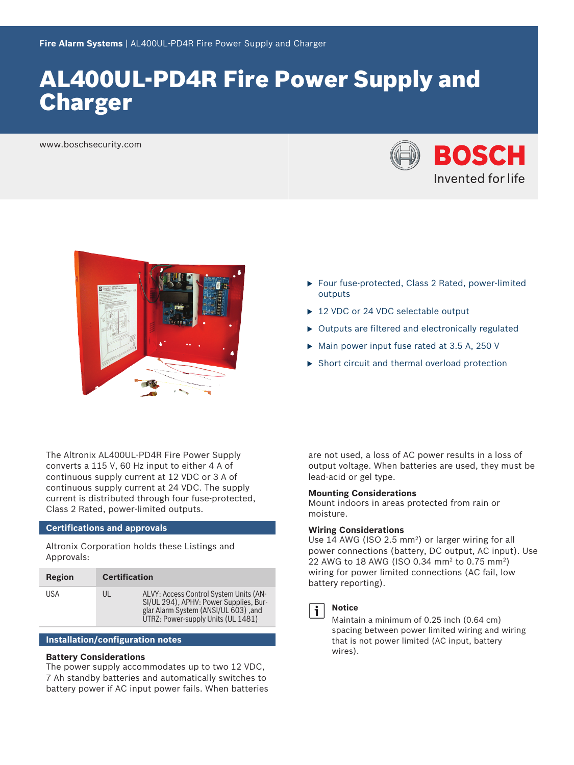# AL400UL-PD4R Fire Power Supply and Charger

www.boschsecurity.com

- Four fuse-protected, Class 2 Rated, power-limited outputs
- 12 VDC or 24 VDC selectable output
- Outputs are filtered and electronically regulated
- Main power input fuse rated at 3.5 A, 250 V
- Short circuit and thermal overload protection

The Altronix AL400UL-PD4R Fire Power Supply converts a 115 V, 60 Hz input to either 4 A of continuous supply current at 12 VDC or 3 A of continuous supply current at 24 VDC. The supply current is distributed through four fuse-protected, Class 2 Rated, power-limited outputs.

## Certifications and approvals

Altronix Corporation holds these Listings and Approvals:

| Region | Certification | |
|---|---|---|
| USA | UL | ALVY: Access Control System Units (ANSI/UL 294), APHV: Power Supplies, Burglar Alarm System (ANSI/UL 603) ,and UTRZ: Power-supply Units (UL 1481) |

## Installation/configuration notes

### Battery Considerations

The power supply accommodates up to two 12 VDC, 7 Ah standby batteries and automatically switches to battery power if AC input power fails. When batteries are not used, a loss of AC power results in a loss of output voltage. When batteries are used, they must be lead-acid or gel type.

### Mounting Considerations

Mount indoors in areas protected from rain or moisture.

### Wiring Considerations

Use 14 AWG (ISO 2.5 mm$^2$) or larger wiring for all power connections (battery, DC output, AC input). Use 22 AWG to 18 AWG (ISO 0.34 mm$^2$ to 0.75 mm$^2$) wiring for power limited connections (AC fail, low battery reporting).

**Notice**

Maintain a minimum of 0.25 inch (0.64 cm) spacing between power limited wiring and wiring that is not power limited (AC input, battery wires).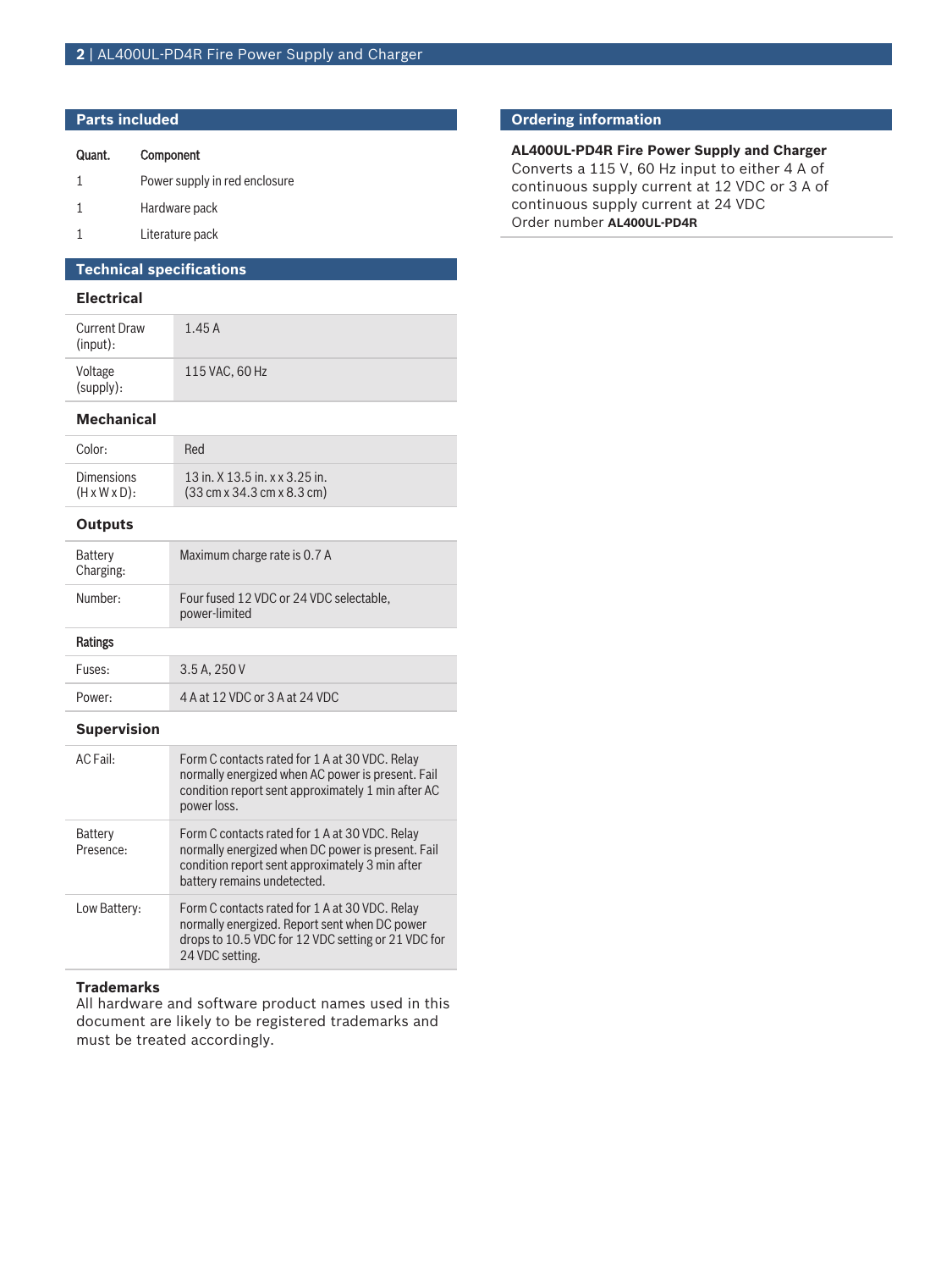## Parts included

| Quant. | Component |
| --- | --- |
| 1 | Power supply in red enclosure |
| 1 | Hardware pack |
| 1 | Literature pack |

## Technical specifications

### Electrical

| | |
| --- | --- |
| Current Draw (input): | 1.45 A |
| Voltage (supply): | 115 VAC, 60 Hz |

### Mechanical

| | |
| --- | --- |
| Color: | Red |
| Dimensions (H x W x D): | 13 in. X 13.5 in. x x 3.25 in. (33 cm x 34.3 cm x 8.3 cm) |

### Outputs

| | |
| --- | --- |
| Battery Charging: | Maximum charge rate is 0.7 A |
| Number: | Four fused 12 VDC or 24 VDC selectable, power-limited |

### Ratings

| | |
| --- | --- |
| Fuses: | 3.5 A, 250 V |
| Power: | 4 A at 12 VDC or 3 A at 24 VDC |

### Supervision

| | |
| --- | --- |
| AC Fail: | Form C contacts rated for 1 A at 30 VDC. Relay normally energized when AC power is present. Fail condition report sent approximately 1 min after AC power loss. |
| Battery Presence: | Form C contacts rated for 1 A at 30 VDC. Relay normally energized when DC power is present. Fail condition report sent approximately 3 min after battery remains undetected. |
| Low Battery: | Form C contacts rated for 1 A at 30 VDC. Relay normally energized. Report sent when DC power drops to 10.5 VDC for 12 VDC setting or 21 VDC for 24 VDC setting. |

### Trademarks

All hardware and software product names used in this document are likely to be registered trademarks and must be treated accordingly.

## Ordering information

**AL400UL-PD4R Fire Power Supply and Charger**
Converts a 115 V, 60 Hz input to either 4 A of continuous supply current at 12 VDC or 3 A of continuous supply current at 24 VDC
Order number **AL400UL-PD4R**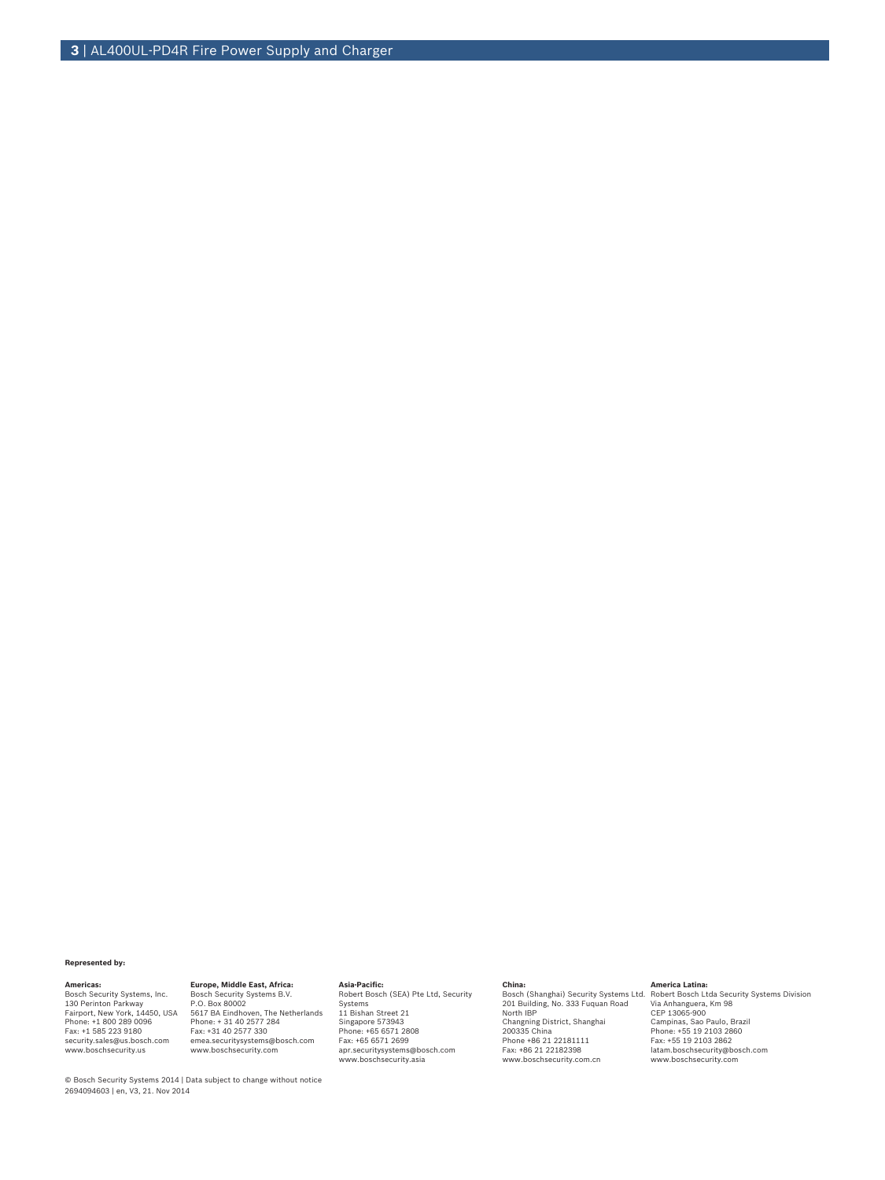**Represented by:**

**Americas:**
Bosch Security Systems, Inc.
130 Perinton Parkway
Fairport, New York, 14450, USA
Phone: +1 800 289 0096
Fax: +1 585 223 9180
security.sales@us.bosch.com
www.boschsecurity.us

**Europe, Middle East, Africa:**
Bosch Security Systems B.V.
P.O. Box 80002
5617 BA Eindhoven, The Netherlands
Phone: + 31 40 2577 284
Fax: +31 40 2577 330
emea.securitysystems@bosch.com
www.boschsecurity.com

**Asia-Pacific:**
Robert Bosch (SEA) Pte Ltd, Security Systems
11 Bishan Street 21
Singapore 573943
Phone: +65 6571 2808
Fax: +65 6571 2699
apr.securitysystems@bosch.com
www.boschsecurity.asia

**China:**
Bosch (Shanghai) Security Systems Ltd.
201 Building, No. 333 Fuquan Road
North IBP
Changning District, Shanghai
200335 China
Phone +86 21 22181111
Fax: +86 21 22182398
www.boschsecurity.com.cn

**America Latina:**
Robert Bosch Ltda Security Systems Division
Via Anhanguera, Km 98
CEP 13065-900
Campinas, Sao Paulo, Brazil
Phone: +55 19 2103 2860
Fax: +55 19 2103 2862
latam.boschsecurity@bosch.com
www.boschsecurity.com

© Bosch Security Systems 2014 | Data subject to change without notice
2694094603 | en, V3, 21. Nov 2014